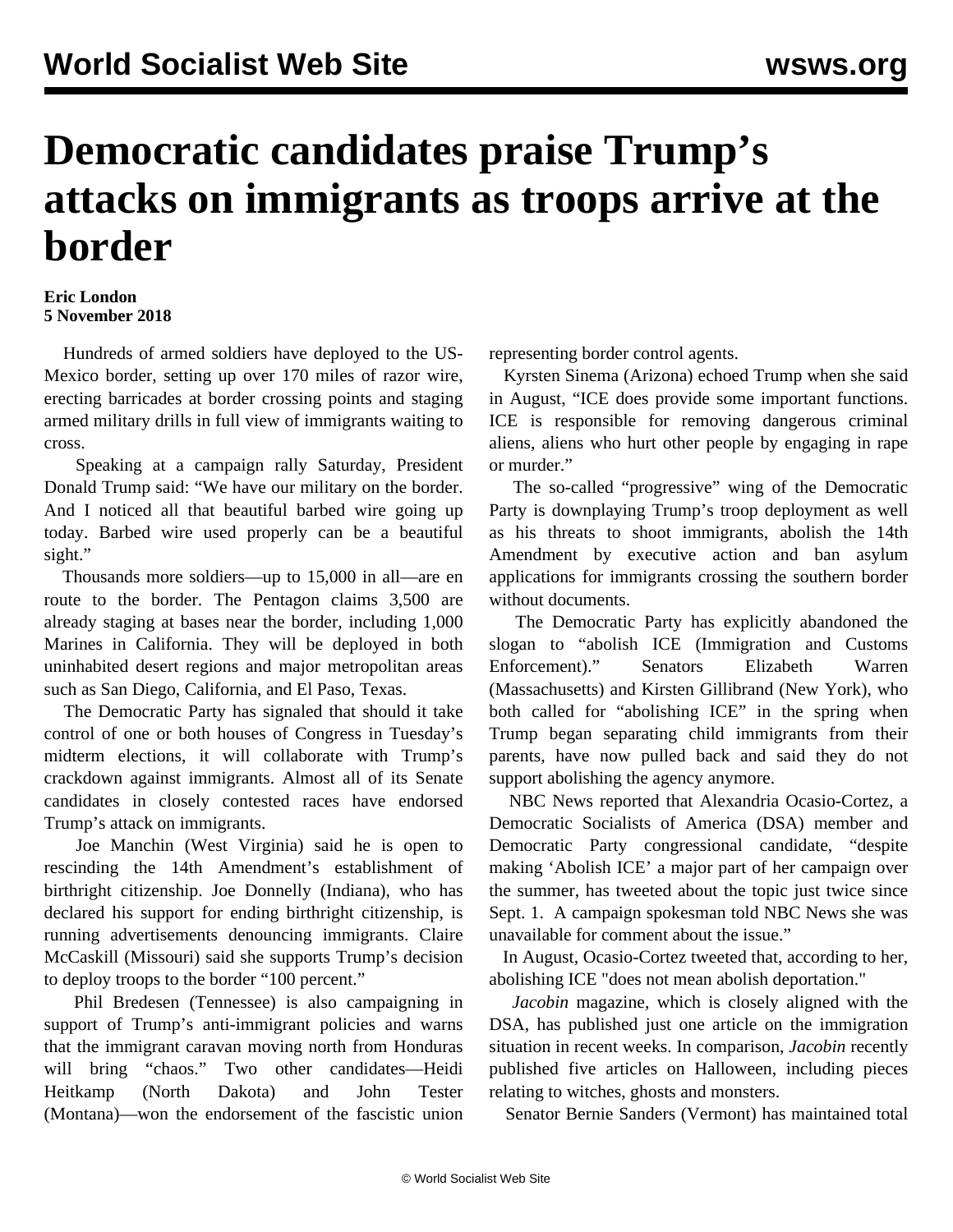# Democratic candidates praise Trump's attacks on immigrants as troops arrive at the border

**Eric London**
**5 November 2018**

Hundreds of armed soldiers have deployed to the US-Mexico border, setting up over 170 miles of razor wire, erecting barricades at border crossing points and staging armed military drills in full view of immigrants waiting to cross.

Speaking at a campaign rally Saturday, President Donald Trump said: "We have our military on the border. And I noticed all that beautiful barbed wire going up today. Barbed wire used properly can be a beautiful sight."

Thousands more soldiers—up to 15,000 in all—are en route to the border. The Pentagon claims 3,500 are already staging at bases near the border, including 1,000 Marines in California. They will be deployed in both uninhabited desert regions and major metropolitan areas such as San Diego, California, and El Paso, Texas.

The Democratic Party has signaled that should it take control of one or both houses of Congress in Tuesday's midterm elections, it will collaborate with Trump's crackdown against immigrants. Almost all of its Senate candidates in closely contested races have endorsed Trump's attack on immigrants.

Joe Manchin (West Virginia) said he is open to rescinding the 14th Amendment's establishment of birthright citizenship. Joe Donnelly (Indiana), who has declared his support for ending birthright citizenship, is running advertisements denouncing immigrants. Claire McCaskill (Missouri) said she supports Trump's decision to deploy troops to the border "100 percent."

Phil Bredesen (Tennessee) is also campaigning in support of Trump's anti-immigrant policies and warns that the immigrant caravan moving north from Honduras will bring "chaos." Two other candidates—Heidi Heitkamp (North Dakota) and John Tester (Montana)—won the endorsement of the fascistic union representing border control agents.

Kyrsten Sinema (Arizona) echoed Trump when she said in August, "ICE does provide some important functions. ICE is responsible for removing dangerous criminal aliens, aliens who hurt other people by engaging in rape or murder."

The so-called "progressive" wing of the Democratic Party is downplaying Trump's troop deployment as well as his threats to shoot immigrants, abolish the 14th Amendment by executive action and ban asylum applications for immigrants crossing the southern border without documents.

The Democratic Party has explicitly abandoned the slogan to "abolish ICE (Immigration and Customs Enforcement)." Senators Elizabeth Warren (Massachusetts) and Kirsten Gillibrand (New York), who both called for "abolishing ICE" in the spring when Trump began separating child immigrants from their parents, have now pulled back and said they do not support abolishing the agency anymore.

NBC News reported that Alexandria Ocasio-Cortez, a Democratic Socialists of America (DSA) member and Democratic Party congressional candidate, "despite making 'Abolish ICE' a major part of her campaign over the summer, has tweeted about the topic just twice since Sept. 1. A campaign spokesman told NBC News she was unavailable for comment about the issue."

In August, Ocasio-Cortez tweeted that, according to her, abolishing ICE "does not mean abolish deportation."

*Jacobin* magazine, which is closely aligned with the DSA, has published just one article on the immigration situation in recent weeks. In comparison, *Jacobin* recently published five articles on Halloween, including pieces relating to witches, ghosts and monsters.

Senator Bernie Sanders (Vermont) has maintained total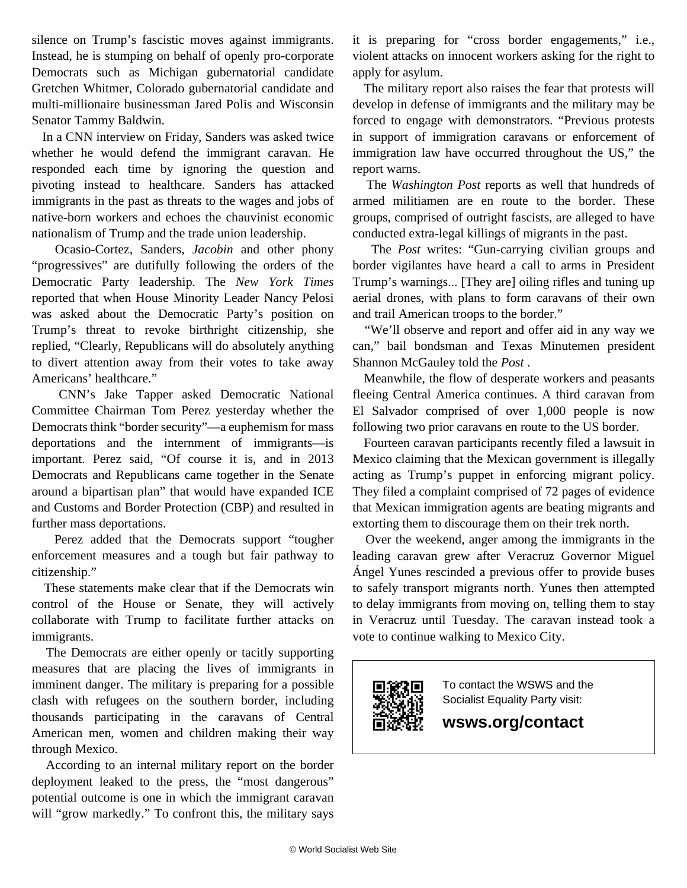silence on Trump's fascistic moves against immigrants. Instead, he is stumping on behalf of openly pro-corporate Democrats such as Michigan gubernatorial candidate Gretchen Whitmer, Colorado gubernatorial candidate and multi-millionaire businessman Jared Polis and Wisconsin Senator Tammy Baldwin.

In a CNN interview on Friday, Sanders was asked twice whether he would defend the immigrant caravan. He responded each time by ignoring the question and pivoting instead to healthcare. Sanders has attacked immigrants in the past as threats to the wages and jobs of native-born workers and echoes the chauvinist economic nationalism of Trump and the trade union leadership.

Ocasio-Cortez, Sanders, *Jacobin* and other phony "progressives" are dutifully following the orders of the Democratic Party leadership. The *New York Times* reported that when House Minority Leader Nancy Pelosi was asked about the Democratic Party's position on Trump's threat to revoke birthright citizenship, she replied, "Clearly, Republicans will do absolutely anything to divert attention away from their votes to take away Americans' healthcare."

CNN's Jake Tapper asked Democratic National Committee Chairman Tom Perez yesterday whether the Democrats think "border security"—a euphemism for mass deportations and the internment of immigrants—is important. Perez said, "Of course it is, and in 2013 Democrats and Republicans came together in the Senate around a bipartisan plan" that would have expanded ICE and Customs and Border Protection (CBP) and resulted in further mass deportations.

Perez added that the Democrats support "tougher enforcement measures and a tough but fair pathway to citizenship."

These statements make clear that if the Democrats win control of the House or Senate, they will actively collaborate with Trump to facilitate further attacks on immigrants.

The Democrats are either openly or tacitly supporting measures that are placing the lives of immigrants in imminent danger. The military is preparing for a possible clash with refugees on the southern border, including thousands participating in the caravans of Central American men, women and children making their way through Mexico.

According to an internal military report on the border deployment leaked to the press, the "most dangerous" potential outcome is one in which the immigrant caravan will "grow markedly." To confront this, the military says it is preparing for "cross border engagements," i.e., violent attacks on innocent workers asking for the right to apply for asylum.

The military report also raises the fear that protests will develop in defense of immigrants and the military may be forced to engage with demonstrators. "Previous protests in support of immigration caravans or enforcement of immigration law have occurred throughout the US," the report warns.

The *Washington Post* reports as well that hundreds of armed militiamen are en route to the border. These groups, comprised of outright fascists, are alleged to have conducted extra-legal killings of migrants in the past.

The *Post* writes: "Gun-carrying civilian groups and border vigilantes have heard a call to arms in President Trump's warnings... [They are] oiling rifles and tuning up aerial drones, with plans to form caravans of their own and trail American troops to the border."

"We'll observe and report and offer aid in any way we can," bail bondsman and Texas Minutemen president Shannon McGauley told the *Post* .

Meanwhile, the flow of desperate workers and peasants fleeing Central America continues. A third caravan from El Salvador comprised of over 1,000 people is now following two prior caravans en route to the US border.

Fourteen caravan participants recently filed a lawsuit in Mexico claiming that the Mexican government is illegally acting as Trump's puppet in enforcing migrant policy. They filed a complaint comprised of 72 pages of evidence that Mexican immigration agents are beating migrants and extorting them to discourage them on their trek north.

Over the weekend, anger among the immigrants in the leading caravan grew after Veracruz Governor Miguel Ángel Yunes rescinded a previous offer to provide buses to safely transport migrants north. Yunes then attempted to delay immigrants from moving on, telling them to stay in Veracruz until Tuesday. The caravan instead took a vote to continue walking to Mexico City.

To contact the WSWS and the Socialist Equality Party visit:

**wsws.org/contact**